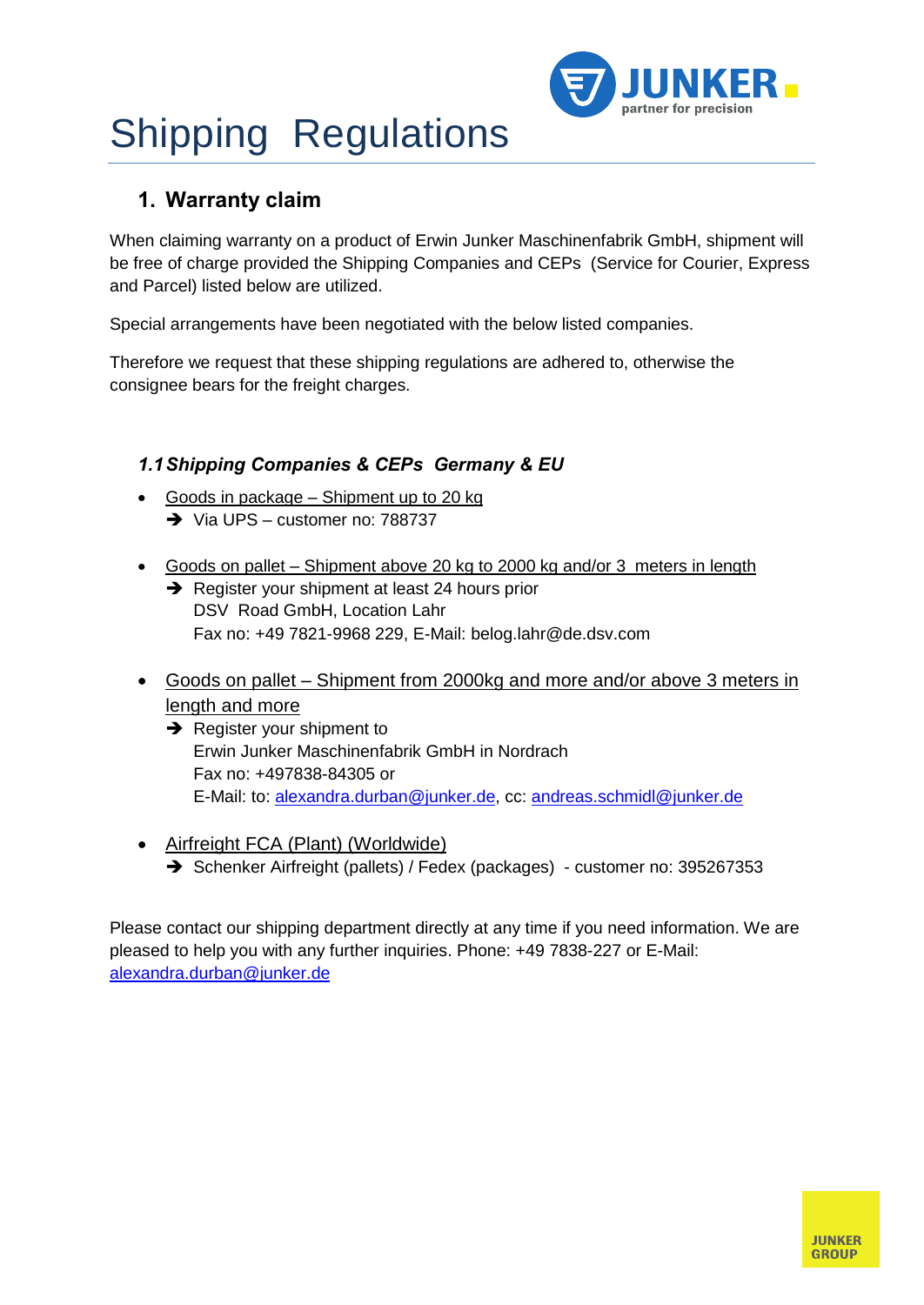# Shipping Regulations

## 1. Warranty claim

When claiming warranty on a product of Erwin Junker Maschinenfabrik GmbH, shipment will be free of charge provided the Shipping Companies and CEPs (Service for Courier, Express and Parcel) listed below are utilized.

Special arrangements have been negotiated with the below listed companies.

Therefore we request that these shipping regulations are adhered to, otherwise the consignee bears for the freight charges.

### *1.1 Shipping Companies & CEPs Germany & EU*

- Goods in package – Shipment up to 20 kg
  - ➔ Via UPS – customer no: 788737

- Goods on pallet – Shipment above 20 kg to 2000 kg and/or 3 meters in length
  - ➔ Register your shipment at least 24 hours prior
    DSV Road GmbH, Location Lahr
    Fax no: +49 7821-9968 229, E-Mail: belog.lahr@de.dsv.com

- Goods on pallet – Shipment from 2000kg and more and/or above 3 meters in length and more
  - ➔ Register your shipment to
    Erwin Junker Maschinenfabrik GmbH in Nordrach
    Fax no: +497838-84305 or
    E-Mail: to: alexandra.durban@junker.de, cc: andreas.schmidl@junker.de

- Airfreight FCA (Plant) (Worldwide)
  - ➔ Schenker Airfreight (pallets) / Fedex (packages) - customer no: 395267353

Please contact our shipping department directly at any time if you need information. We are pleased to help you with any further inquiries. Phone: +49 7838-227 or E-Mail: alexandra.durban@junker.de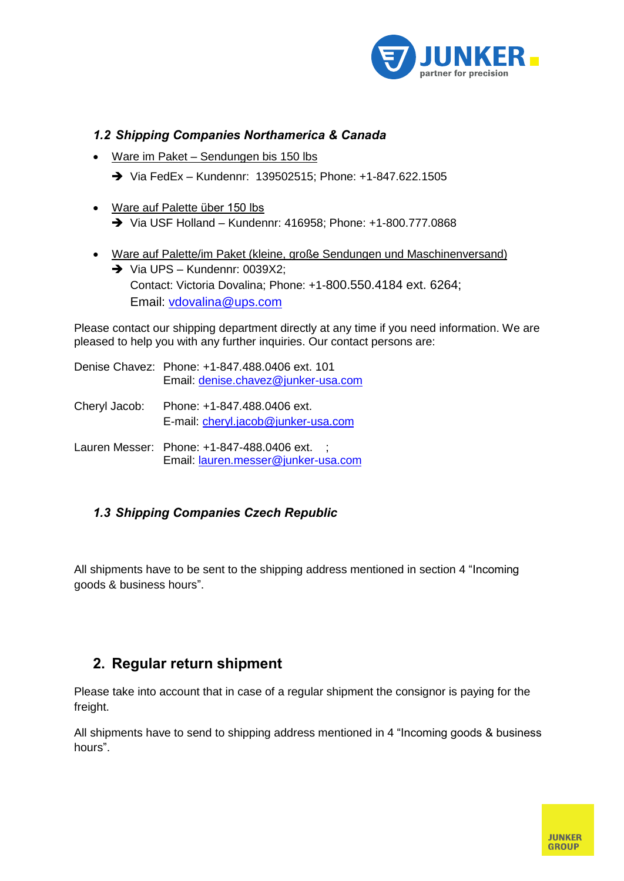### *1.2 Shipping Companies Northamerica & Canada*

- Ware im Paket – Sendungen bis 150 lbs
  - ➔ Via FedEx – Kundennr: 139502515; Phone: +1-847.622.1505
- Ware auf Palette über 150 lbs
  - ➔ Via USF Holland – Kundennr: 416958; Phone: +1-800.777.0868
- Ware auf Palette/im Paket (kleine, große Sendungen und Maschinenversand)
  - ➔ Via UPS – Kundennr: 0039X2;
    Contact: Victoria Dovalina; Phone: +1-800.550.4184 ext. 6264;
    Email: vdovalina@ups.com

Please contact our shipping department directly at any time if you need information. We are pleased to help you with any further inquiries. Our contact persons are:

Denise Chavez: Phone: +1-847.488.0406 ext. 101
Email: denise.chavez@junker-usa.com

Cheryl Jacob: Phone: +1-847.488.0406 ext.
E-mail: cheryl.jacob@junker-usa.com

Lauren Messer: Phone: +1-847-488.0406 ext. ;
Email: lauren.messer@junker-usa.com

### *1.3 Shipping Companies Czech Republic*

All shipments have to be sent to the shipping address mentioned in section 4 "Incoming goods & business hours".

## 2. Regular return shipment

Please take into account that in case of a regular shipment the consignor is paying for the freight.

All shipments have to send to shipping address mentioned in 4 "Incoming goods & business hours".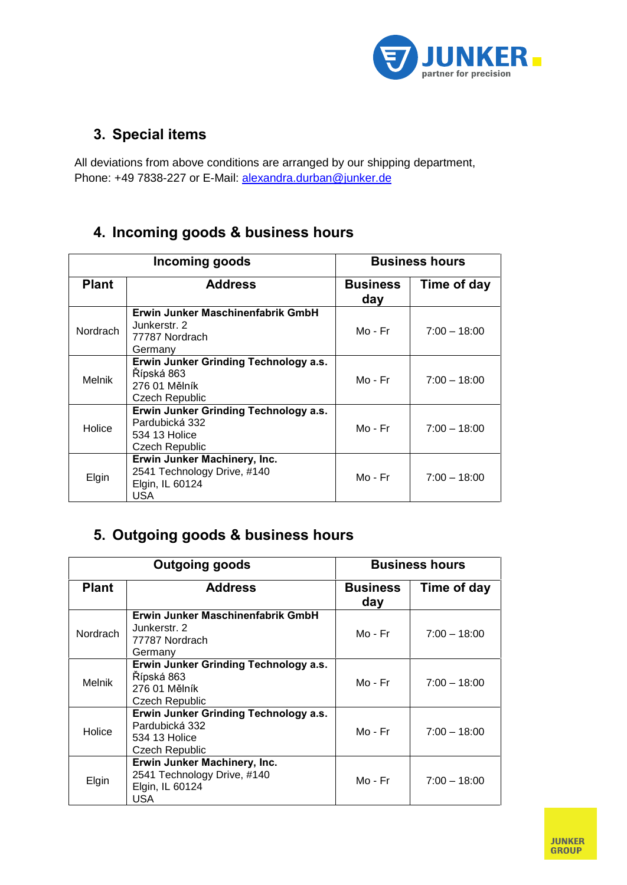## 3. Special items

All deviations from above conditions are arranged by our shipping department,
Phone: +49 7838-227 or E-Mail: alexandra.durban@junker.de

## 4. Incoming goods & business hours

| Incoming goods | | Business hours | |
|---|---|---|---|
| **Plant** | **Address** | **Business day** | **Time of day** |
| Nordrach | **Erwin Junker Maschinenfabrik GmbH**<br>Junkerstr. 2<br>77787 Nordrach<br>Germany | Mo - Fr | 7:00 – 18:00 |
| Melnik | **Erwin Junker Grinding Technology a.s.**<br>Řípská 863<br>276 01 Mělník<br>Czech Republic | Mo - Fr | 7:00 – 18:00 |
| Holice | **Erwin Junker Grinding Technology a.s.**<br>Pardubická 332<br>534 13 Holice<br>Czech Republic | Mo - Fr | 7:00 – 18:00 |
| Elgin | **Erwin Junker Machinery, Inc.**<br>2541 Technology Drive, #140<br>Elgin, IL 60124<br>USA | Mo - Fr | 7:00 – 18:00 |

## 5. Outgoing goods & business hours

| Outgoing goods | | Business hours | |
|---|---|---|---|
| **Plant** | **Address** | **Business day** | **Time of day** |
| Nordrach | **Erwin Junker Maschinenfabrik GmbH**<br>Junkerstr. 2<br>77787 Nordrach<br>Germany | Mo - Fr | 7:00 – 18:00 |
| Melnik | **Erwin Junker Grinding Technology a.s.**<br>Řípská 863<br>276 01 Mělník<br>Czech Republic | Mo - Fr | 7:00 – 18:00 |
| Holice | **Erwin Junker Grinding Technology a.s.**<br>Pardubická 332<br>534 13 Holice<br>Czech Republic | Mo - Fr | 7:00 – 18:00 |
| Elgin | **Erwin Junker Machinery, Inc.**<br>2541 Technology Drive, #140<br>Elgin, IL 60124<br>USA | Mo - Fr | 7:00 – 18:00 |